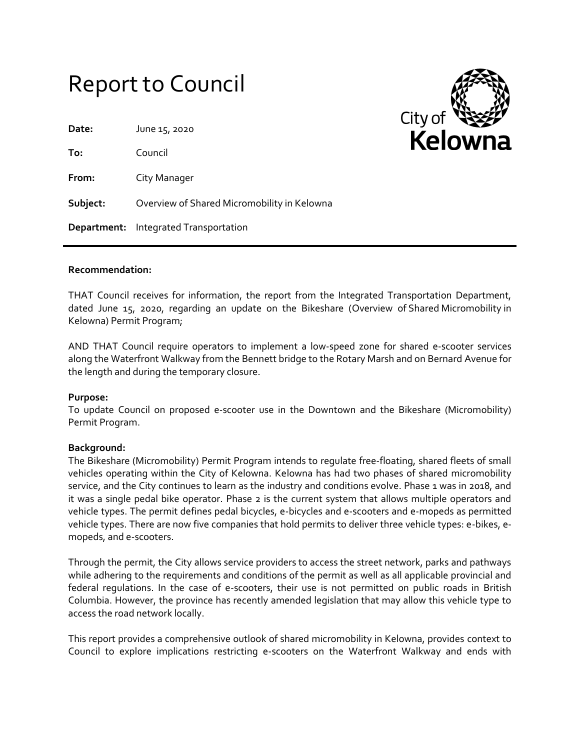# Report to Council

**Date:** June 15, 2020

**To:** Council

**From:** City Manager

**Subject:** Overview of Shared Micromobility in Kelowna

**Department:** Integrated Transportation

City of Kelowna

---

**Recommendation:**

THAT Council receives for information, the report from the Integrated Transportation Department, dated June 15, 2020, regarding an update on the Bikeshare (Overview of Shared Micromobility in Kelowna) Permit Program;

AND THAT Council require operators to implement a low-speed zone for shared e-scooter services along the Waterfront Walkway from the Bennett bridge to the Rotary Marsh and on Bernard Avenue for the length and during the temporary closure.

**Purpose:**

To update Council on proposed e-scooter use in the Downtown and the Bikeshare (Micromobility) Permit Program.

**Background:**

The Bikeshare (Micromobility) Permit Program intends to regulate free-floating, shared fleets of small vehicles operating within the City of Kelowna. Kelowna has had two phases of shared micromobility service, and the City continues to learn as the industry and conditions evolve. Phase 1 was in 2018, and it was a single pedal bike operator. Phase 2 is the current system that allows multiple operators and vehicle types. The permit defines pedal bicycles, e-bicycles and e-scooters and e-mopeds as permitted vehicle types. There are now five companies that hold permits to deliver three vehicle types: e-bikes, e-mopeds, and e-scooters.

Through the permit, the City allows service providers to access the street network, parks and pathways while adhering to the requirements and conditions of the permit as well as all applicable provincial and federal regulations. In the case of e-scooters, their use is not permitted on public roads in British Columbia. However, the province has recently amended legislation that may allow this vehicle type to access the road network locally.

This report provides a comprehensive outlook of shared micromobility in Kelowna, provides context to Council to explore implications restricting e-scooters on the Waterfront Walkway and ends with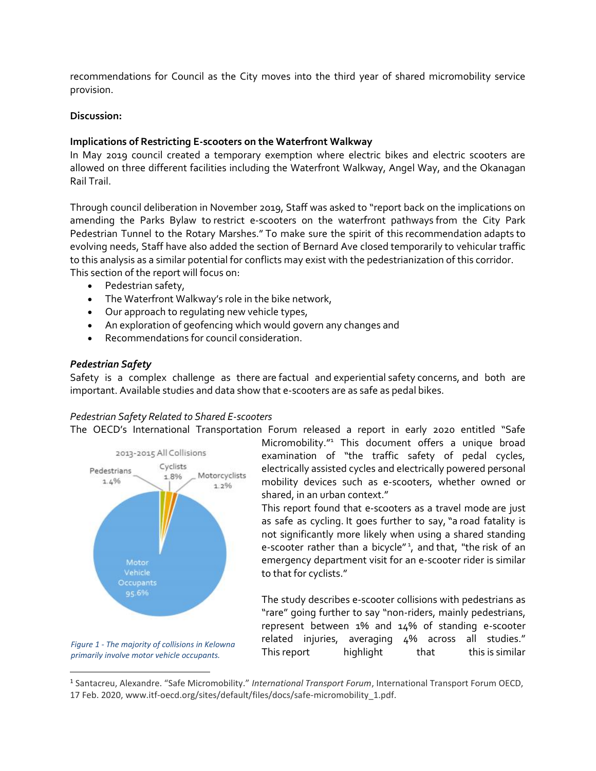recommendations for Council as the City moves into the third year of shared micromobility service provision.

**Discussion:**

**Implications of Restricting E-scooters on the Waterfront Walkway**

In May 2019 council created a temporary exemption where electric bikes and electric scooters are allowed on three different facilities including the Waterfront Walkway, Angel Way, and the Okanagan Rail Trail.

Through council deliberation in November 2019, Staff was asked to "report back on the implications on amending the Parks Bylaw to restrict e-scooters on the waterfront pathways from the City Park Pedestrian Tunnel to the Rotary Marshes." To make sure the spirit of this recommendation adapts to evolving needs, Staff have also added the section of Bernard Ave closed temporarily to vehicular traffic to this analysis as a similar potential for conflicts may exist with the pedestrianization of this corridor. This section of the report will focus on:

- Pedestrian safety,
- The Waterfront Walkway's role in the bike network,
- Our approach to regulating new vehicle types,
- An exploration of geofencing which would govern any changes and
- Recommendations for council consideration.

***Pedestrian Safety***

Safety is a complex challenge as there are factual and experiential safety concerns, and both are important. Available studies and data show that e-scooters are as safe as pedal bikes.

*Pedestrian Safety Related to Shared E-scooters*

The OECD's International Transportation Forum released a report in early 2020 entitled "Safe Micromobility."[1] This document offers a unique broad examination of "the traffic safety of pedal cycles, electrically assisted cycles and electrically powered personal mobility devices such as e-scooters, whether owned or shared, in an urban context."

This report found that e-scooters as a travel mode are just as safe as cycling. It goes further to say, "a road fatality is not significantly more likely when using a shared standing e-scooter rather than a bicycle"[1], and that, "the risk of an emergency department visit for an e-scooter rider is similar to that for cyclists."

2013-2015 All Collisions

| Category | Share |
| --- | --- |
| Motor Vehicle Occupants | 95.6% |
| Cyclists | 1.8% |
| Pedestrians | 1.4% |
| Motorcyclists | 1.2% |

*Figure 1 - The majority of collisions in Kelowna primarily involve motor vehicle occupants.*

The study describes e-scooter collisions with pedestrians as "rare" going further to say "non-riders, mainly pedestrians, represent between 1% and 14% of standing e-scooter related injuries, averaging 4% across all studies." This report highlight that this is similar

[1] Santacreu, Alexandre. "Safe Micromobility." *International Transport Forum*, International Transport Forum OECD, 17 Feb. 2020, www.itf-oecd.org/sites/default/files/docs/safe-micromobility_1.pdf.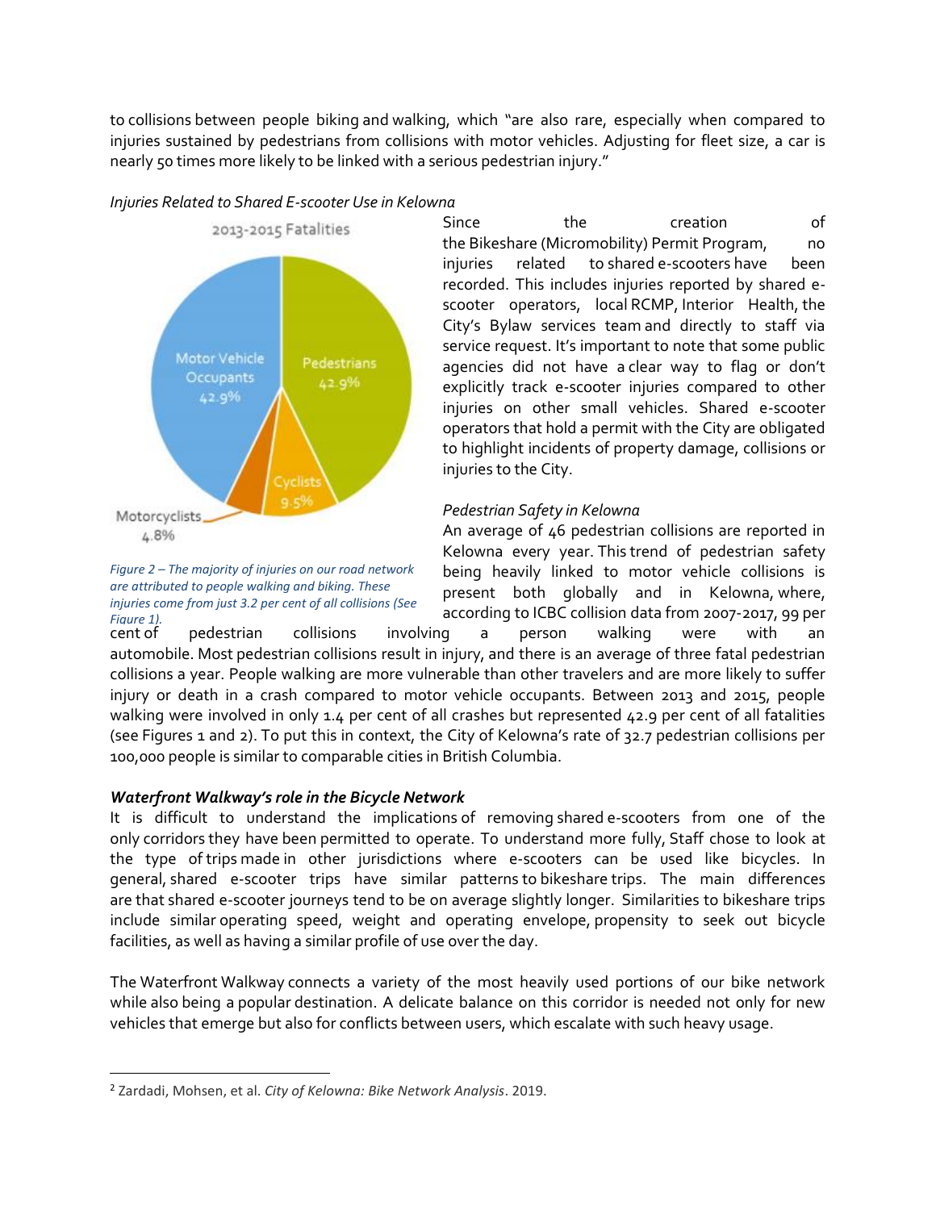to collisions between people biking and walking, which "are also rare, especially when compared to injuries sustained by pedestrians from collisions with motor vehicles. Adjusting for fleet size, a car is nearly 50 times more likely to be linked with a serious pedestrian injury."

*Injuries Related to Shared E-scooter Use in Kelowna*

Since the creation of the Bikeshare (Micromobility) Permit Program, no injuries related to shared e-scooters have been recorded. This includes injuries reported by shared e-scooter operators, local RCMP, Interior Health, the City's Bylaw services team and directly to staff via service request. It's important to note that some public agencies did not have a clear way to flag or don't explicitly track e-scooter injuries compared to other injuries on other small vehicles. Shared e-scooter operators that hold a permit with the City are obligated to highlight incidents of property damage, collisions or injuries to the City.

2013-2015 Fatalities

| Category | Share |
|---|---|
| Motor Vehicle Occupants | 42.9% |
| Pedestrians | 42.9% |
| Cyclists | 9.5% |
| Motorcyclists | 4.8% |

*Figure 2 – The majority of injuries on our road network are attributed to people walking and biking. These injuries come from just 3.2 per cent of all collisions (See Figure 1).*

*Pedestrian Safety in Kelowna*

An average of 46 pedestrian collisions are reported in Kelowna every year. This trend of pedestrian safety being heavily linked to motor vehicle collisions is present both globally and in Kelowna, where, according to ICBC collision data from 2007-2017, 99 per cent of pedestrian collisions involving a person walking were with an automobile. Most pedestrian collisions result in injury, and there is an average of three fatal pedestrian collisions a year. People walking are more vulnerable than other travelers and are more likely to suffer injury or death in a crash compared to motor vehicle occupants. Between 2013 and 2015, people walking were involved in only 1.4 per cent of all crashes but represented 42.9 per cent of all fatalities (see Figures 1 and 2). To put this in context, the City of Kelowna's rate of 32.7 pedestrian collisions per 100,000 people is similar to comparable cities in British Columbia.

***Waterfront Walkway's role in the Bicycle Network***

It is difficult to understand the implications of removing shared e-scooters from one of the only corridors they have been permitted to operate. To understand more fully, Staff chose to look at the type of trips made in other jurisdictions where e-scooters can be used like bicycles. In general, shared e-scooter trips have similar patterns to bikeshare trips. The main differences are that shared e-scooter journeys tend to be on average slightly longer. Similarities to bikeshare trips include similar operating speed, weight and operating envelope, propensity to seek out bicycle facilities, as well as having a similar profile of use over the day.

The Waterfront Walkway connects a variety of the most heavily used portions of our bike network while also being a popular destination. A delicate balance on this corridor is needed not only for new vehicles that emerge but also for conflicts between users, which escalate with such heavy usage.

---

[2] Zardadi, Mohsen, et al. *City of Kelowna: Bike Network Analysis*. 2019.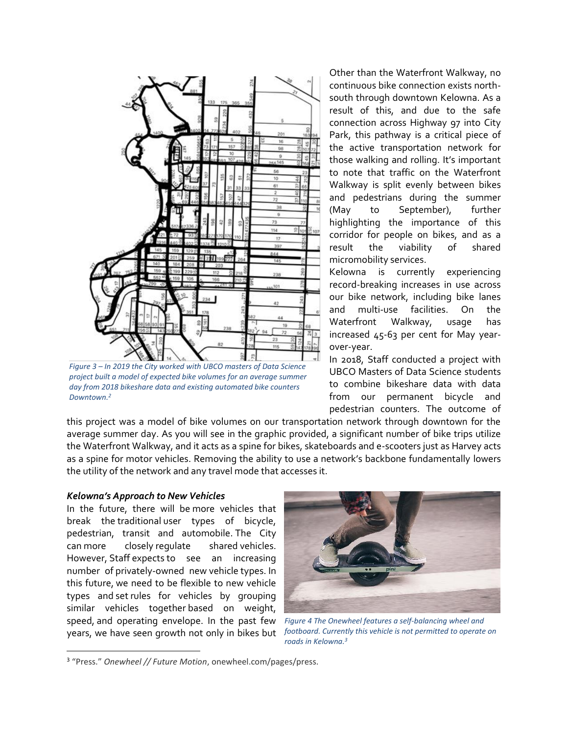Figure 3 – In 2019 the City worked with UBCO masters of Data Science project built a model of expected bike volumes for an average summer day from 2018 bikeshare data and existing automated bike counters Downtown.[2]

Other than the Waterfront Walkway, no continuous bike connection exists north-south through downtown Kelowna. As a result of this, and due to the safe connection across Highway 97 into City Park, this pathway is a critical piece of the active transportation network for those walking and rolling. It's important to note that traffic on the Waterfront Walkway is split evenly between bikes and pedestrians during the summer (May to September), further highlighting the importance of this corridor for people on bikes, and as a result the viability of shared micromobility services.

Kelowna is currently experiencing record-breaking increases in use across our bike network, including bike lanes and multi-use facilities. On the Waterfront Walkway, usage has increased 45-63 per cent for May year-over-year.

In 2018, Staff conducted a project with UBCO Masters of Data Science students to combine bikeshare data with data from our permanent bicycle and pedestrian counters. The outcome of this project was a model of bike volumes on our transportation network through downtown for the average summer day. As you will see in the graphic provided, a significant number of bike trips utilize the Waterfront Walkway, and it acts as a spine for bikes, skateboards and e-scooters just as Harvey acts as a spine for motor vehicles. Removing the ability to use a network's backbone fundamentally lowers the utility of the network and any travel mode that accesses it.

***Kelowna's Approach to New Vehicles***

In the future, there will be more vehicles that break the traditional user types of bicycle, pedestrian, transit and automobile. The City can more closely regulate shared vehicles. However, Staff expects to see an increasing number of privately-owned new vehicle types. In this future, we need to be flexible to new vehicle types and set rules for vehicles by grouping similar vehicles together based on weight, speed, and operating envelope. In the past few years, we have seen growth not only in bikes but

*Figure 4 The Onewheel features a self-balancing wheel and footboard. Currently this vehicle is not permitted to operate on roads in Kelowna.*[3]

[3] "Press." *Onewheel // Future Motion*, onewheel.com/pages/press.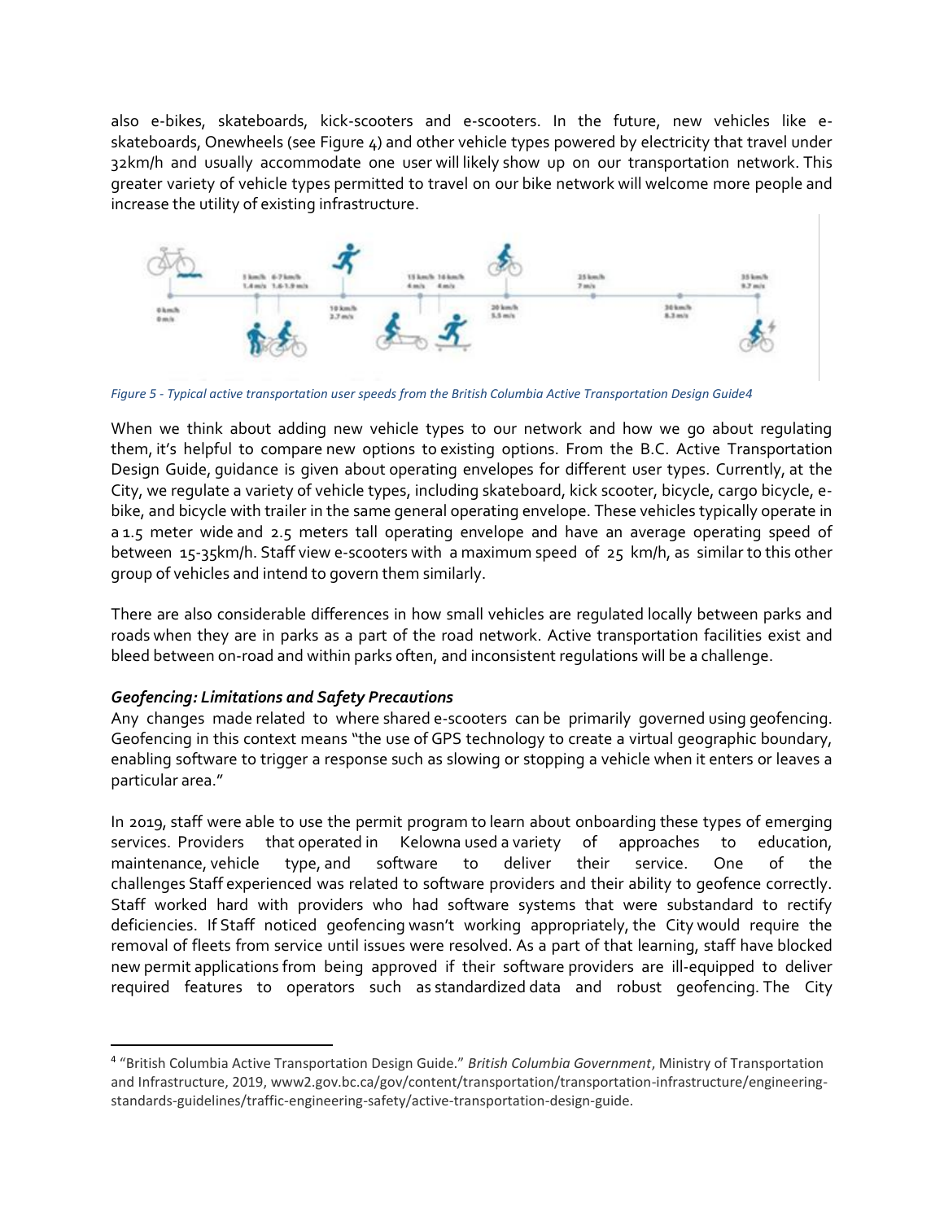also e-bikes, skateboards, kick-scooters and e-scooters. In the future, new vehicles like e-skateboards, Onewheels (see Figure 4) and other vehicle types powered by electricity that travel under 32km/h and usually accommodate one user will likely show up on our transportation network. This greater variety of vehicle types permitted to travel on our bike network will welcome more people and increase the utility of existing infrastructure.

*Figure 5 - Typical active transportation user speeds from the British Columbia Active Transportation Design Guide4*

When we think about adding new vehicle types to our network and how we go about regulating them, it's helpful to compare new options to existing options. From the B.C. Active Transportation Design Guide, guidance is given about operating envelopes for different user types. Currently, at the City, we regulate a variety of vehicle types, including skateboard, kick scooter, bicycle, cargo bicycle, e-bike, and bicycle with trailer in the same general operating envelope. These vehicles typically operate in a 1.5 meter wide and 2.5 meters tall operating envelope and have an average operating speed of between 15-35km/h. Staff view e-scooters with a maximum speed of 25 km/h, as similar to this other group of vehicles and intend to govern them similarly.

There are also considerable differences in how small vehicles are regulated locally between parks and roads when they are in parks as a part of the road network. Active transportation facilities exist and bleed between on-road and within parks often, and inconsistent regulations will be a challenge.

### *Geofencing: Limitations and Safety Precautions*

Any changes made related to where shared e-scooters can be primarily governed using geofencing. Geofencing in this context means "the use of GPS technology to create a virtual geographic boundary, enabling software to trigger a response such as slowing or stopping a vehicle when it enters or leaves a particular area."

In 2019, staff were able to use the permit program to learn about onboarding these types of emerging services. Providers that operated in Kelowna used a variety of approaches to education, maintenance, vehicle type, and software to deliver their service. One of the challenges Staff experienced was related to software providers and their ability to geofence correctly. Staff worked hard with providers who had software systems that were substandard to rectify deficiencies. If Staff noticed geofencing wasn't working appropriately, the City would require the removal of fleets from service until issues were resolved. As a part of that learning, staff have blocked new permit applications from being approved if their software providers are ill-equipped to deliver required features to operators such as standardized data and robust geofencing. The City

[4] "British Columbia Active Transportation Design Guide." *British Columbia Government*, Ministry of Transportation and Infrastructure, 2019, www2.gov.bc.ca/gov/content/transportation/transportation-infrastructure/engineering-standards-guidelines/traffic-engineering-safety/active-transportation-design-guide.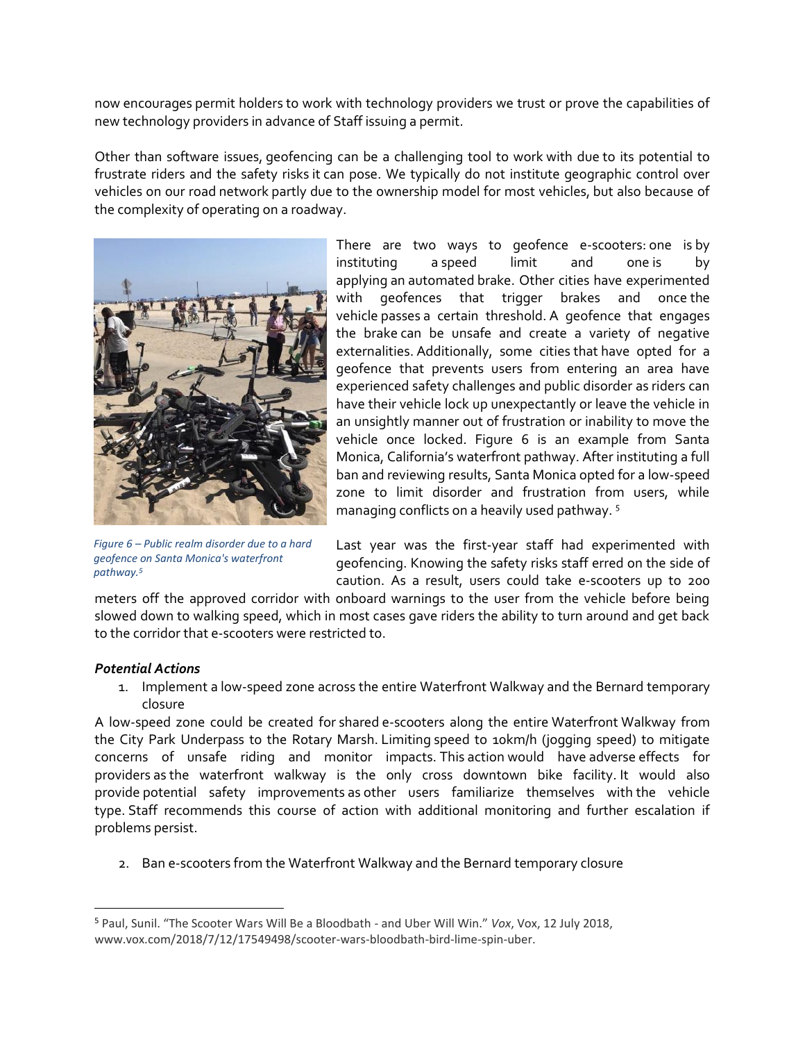now encourages permit holders to work with technology providers we trust or prove the capabilities of new technology providers in advance of Staff issuing a permit.

Other than software issues, geofencing can be a challenging tool to work with due to its potential to frustrate riders and the safety risks it can pose. We typically do not institute geographic control over vehicles on our road network partly due to the ownership model for most vehicles, but also because of the complexity of operating on a roadway.

*Figure 6 – Public realm disorder due to a hard geofence on Santa Monica's waterfront pathway.[5]*

There are two ways to geofence e-scooters: one is by instituting a speed limit and one is by applying an automated brake. Other cities have experimented with geofences that trigger brakes and once the vehicle passes a certain threshold. A geofence that engages the brake can be unsafe and create a variety of negative externalities. Additionally, some cities that have opted for a geofence that prevents users from entering an area have experienced safety challenges and public disorder as riders can have their vehicle lock up unexpectantly or leave the vehicle in an unsightly manner out of frustration or inability to move the vehicle once locked. Figure 6 is an example from Santa Monica, California's waterfront pathway. After instituting a full ban and reviewing results, Santa Monica opted for a low-speed zone to limit disorder and frustration from users, while managing conflicts on a heavily used pathway. [5]

Last year was the first-year staff had experimented with geofencing. Knowing the safety risks staff erred on the side of caution. As a result, users could take e-scooters up to 200 meters off the approved corridor with onboard warnings to the user from the vehicle before being slowed down to walking speed, which in most cases gave riders the ability to turn around and get back to the corridor that e-scooters were restricted to.

### *Potential Actions*

1. Implement a low-speed zone across the entire Waterfront Walkway and the Bernard temporary closure

A low-speed zone could be created for shared e-scooters along the entire Waterfront Walkway from the City Park Underpass to the Rotary Marsh. Limiting speed to 10km/h (jogging speed) to mitigate concerns of unsafe riding and monitor impacts. This action would have adverse effects for providers as the waterfront walkway is the only cross downtown bike facility. It would also provide potential safety improvements as other users familiarize themselves with the vehicle type. Staff recommends this course of action with additional monitoring and further escalation if problems persist.

2. Ban e-scooters from the Waterfront Walkway and the Bernard temporary closure

---

[5] Paul, Sunil. "The Scooter Wars Will Be a Bloodbath - and Uber Will Win." *Vox*, Vox, 12 July 2018, www.vox.com/2018/7/12/17549498/scooter-wars-bloodbath-bird-lime-spin-uber.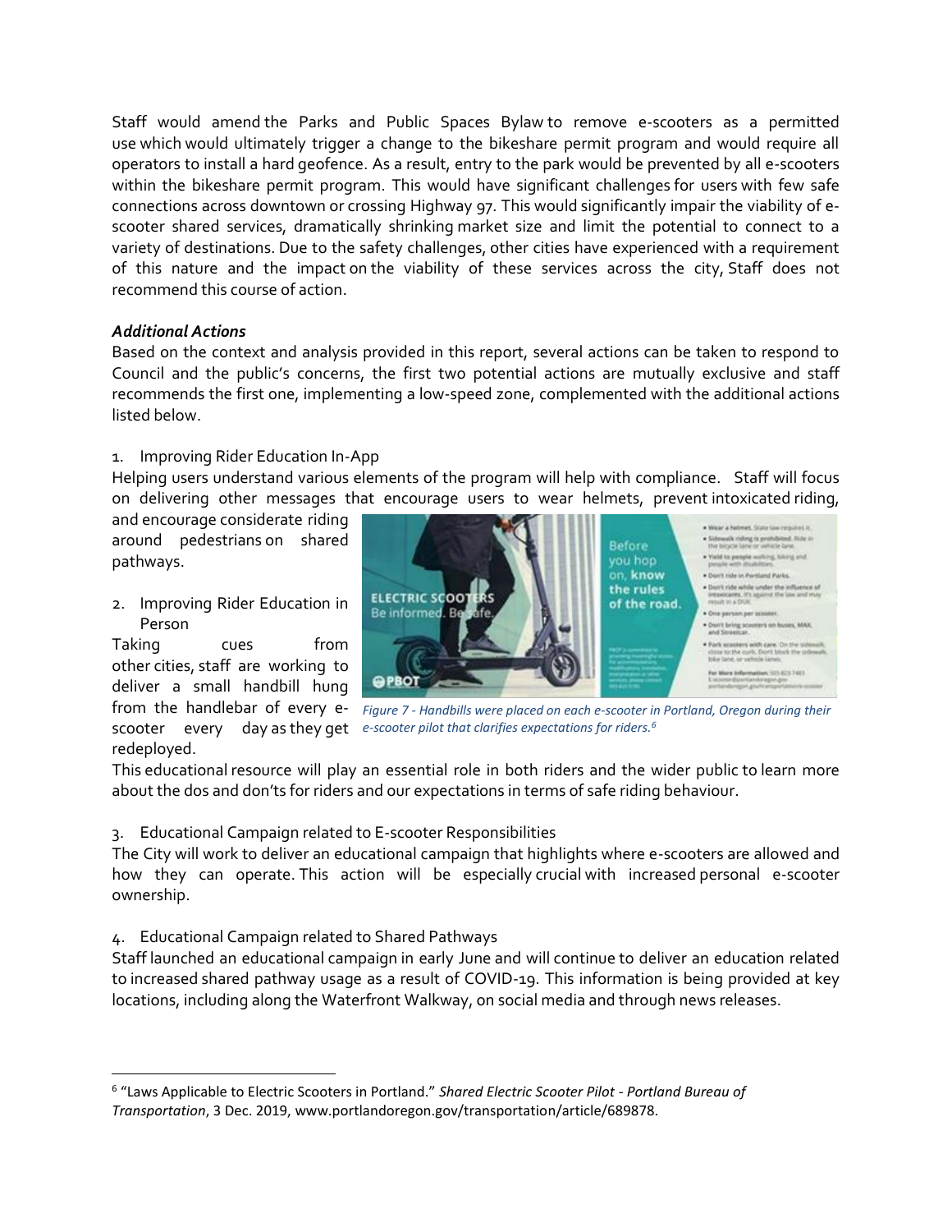Staff would amend the Parks and Public Spaces Bylaw to remove e-scooters as a permitted use which would ultimately trigger a change to the bikeshare permit program and would require all operators to install a hard geofence. As a result, entry to the park would be prevented by all e-scooters within the bikeshare permit program. This would have significant challenges for users with few safe connections across downtown or crossing Highway 97. This would significantly impair the viability of e-scooter shared services, dramatically shrinking market size and limit the potential to connect to a variety of destinations. Due to the safety challenges, other cities have experienced with a requirement of this nature and the impact on the viability of these services across the city, Staff does not recommend this course of action.

***Additional Actions***

Based on the context and analysis provided in this report, several actions can be taken to respond to Council and the public's concerns, the first two potential actions are mutually exclusive and staff recommends the first one, implementing a low-speed zone, complemented with the additional actions listed below.

1. Improving Rider Education In-App

Helping users understand various elements of the program will help with compliance. Staff will focus on delivering other messages that encourage users to wear helmets, prevent intoxicated riding, and encourage considerate riding around pedestrians on shared pathways.

2. Improving Rider Education in Person

Taking cues from other cities, staff are working to deliver a small handbill hung from the handlebar of every e-scooter every day as they get redeployed.

*Figure 7 - Handbills were placed on each e-scooter in Portland, Oregon during their e-scooter pilot that clarifies expectations for riders.*[6]

This educational resource will play an essential role in both riders and the wider public to learn more about the dos and don'ts for riders and our expectations in terms of safe riding behaviour.

3. Educational Campaign related to E-scooter Responsibilities

The City will work to deliver an educational campaign that highlights where e-scooters are allowed and how they can operate. This action will be especially crucial with increased personal e-scooter ownership.

4. Educational Campaign related to Shared Pathways

Staff launched an educational campaign in early June and will continue to deliver an education related to increased shared pathway usage as a result of COVID-19. This information is being provided at key locations, including along the Waterfront Walkway, on social media and through news releases.

---

[6] "Laws Applicable to Electric Scooters in Portland." *Shared Electric Scooter Pilot - Portland Bureau of Transportation*, 3 Dec. 2019, www.portlandoregon.gov/transportation/article/689878.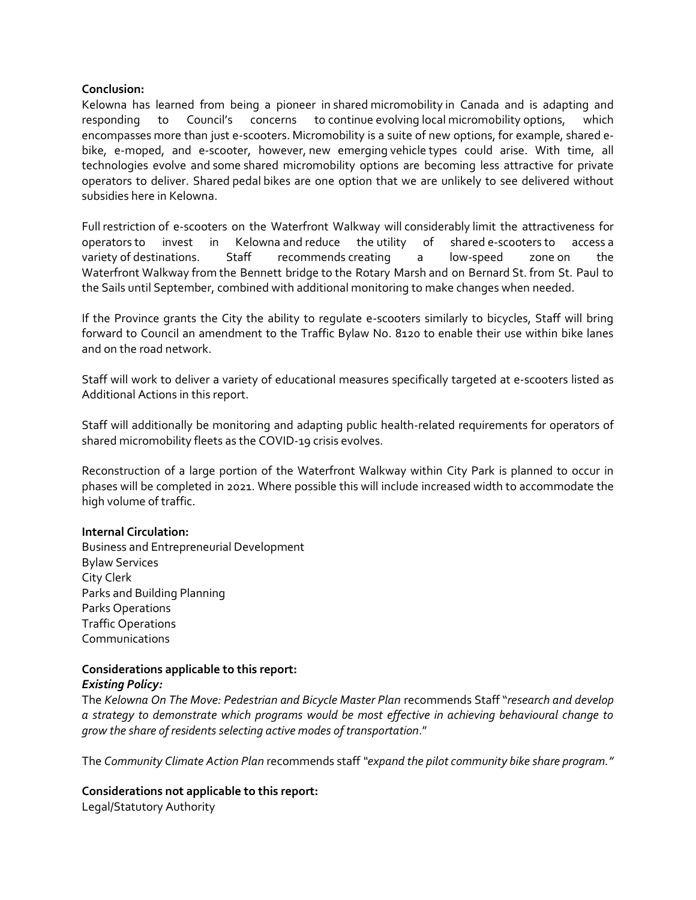**Conclusion:**

Kelowna has learned from being a pioneer in shared micromobility in Canada and is adapting and responding to Council's concerns to continue evolving local micromobility options, which encompasses more than just e-scooters. Micromobility is a suite of new options, for example, shared e-bike, e-moped, and e-scooter, however, new emerging vehicle types could arise. With time, all technologies evolve and some shared micromobility options are becoming less attractive for private operators to deliver. Shared pedal bikes are one option that we are unlikely to see delivered without subsidies here in Kelowna.

Full restriction of e-scooters on the Waterfront Walkway will considerably limit the attractiveness for operators to invest in Kelowna and reduce the utility of shared e-scooters to access a variety of destinations. Staff recommends creating a low-speed zone on the Waterfront Walkway from the Bennett bridge to the Rotary Marsh and on Bernard St. from St. Paul to the Sails until September, combined with additional monitoring to make changes when needed.

If the Province grants the City the ability to regulate e-scooters similarly to bicycles, Staff will bring forward to Council an amendment to the Traffic Bylaw No. 8120 to enable their use within bike lanes and on the road network.

Staff will work to deliver a variety of educational measures specifically targeted at e-scooters listed as Additional Actions in this report.

Staff will additionally be monitoring and adapting public health-related requirements for operators of shared micromobility fleets as the COVID-19 crisis evolves.

Reconstruction of a large portion of the Waterfront Walkway within City Park is planned to occur in phases will be completed in 2021. Where possible this will include increased width to accommodate the high volume of traffic.

**Internal Circulation:**

Business and Entrepreneurial Development
Bylaw Services
City Clerk
Parks and Building Planning
Parks Operations
Traffic Operations
Communications

**Considerations applicable to this report:**

***Existing Policy:***

The *Kelowna On The Move: Pedestrian and Bicycle Master Plan* recommends Staff "*research and develop a strategy to demonstrate which programs would be most effective in achieving behavioural change to grow the share of residents selecting active modes of transportation*."

The *Community Climate Action Plan* recommends staff *"expand the pilot community bike share program."*

**Considerations not applicable to this report:**

Legal/Statutory Authority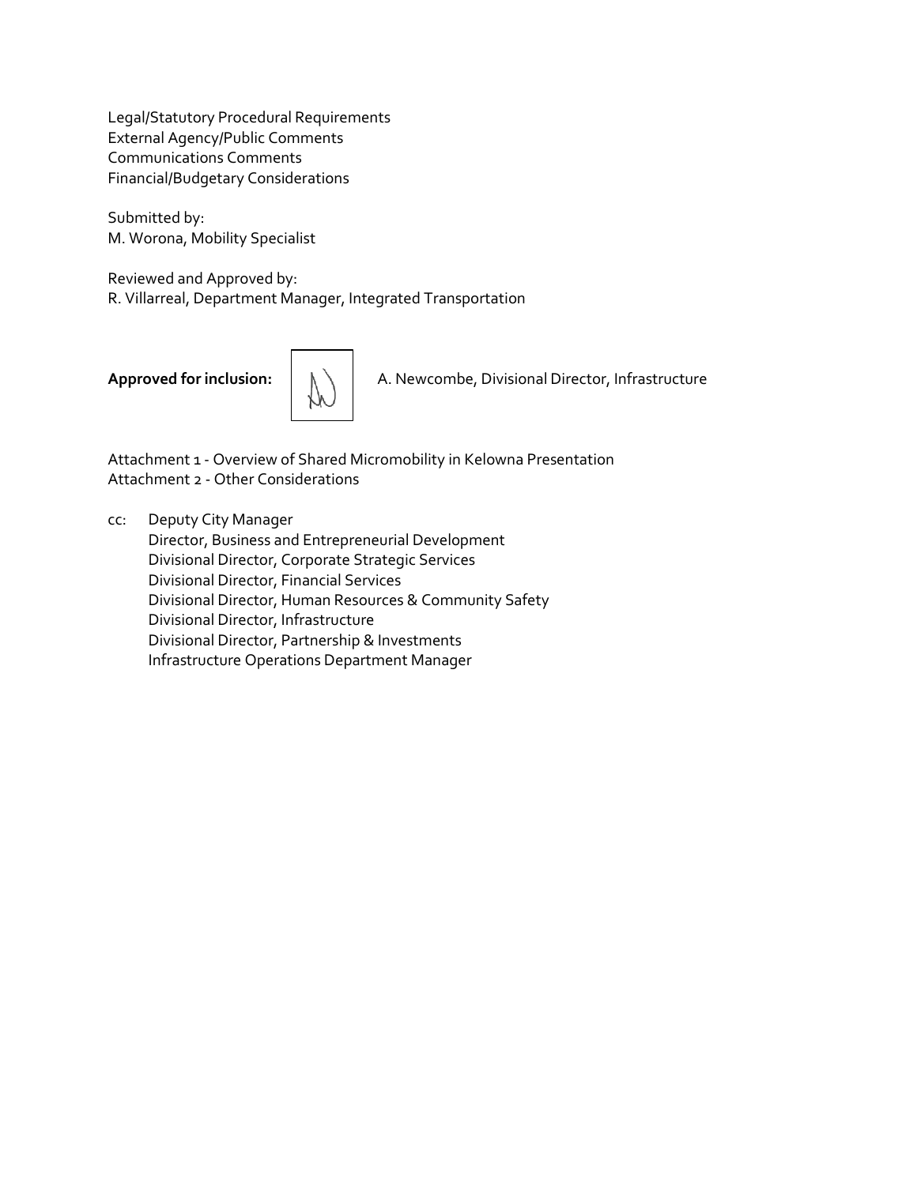Legal/Statutory Procedural Requirements
External Agency/Public Comments
Communications Comments
Financial/Budgetary Considerations

Submitted by:
M. Worona, Mobility Specialist

Reviewed and Approved by:
R. Villarreal, Department Manager, Integrated Transportation

**Approved for inclusion:** A. Newcombe, Divisional Director, Infrastructure

Attachment 1 - Overview of Shared Micromobility in Kelowna Presentation
Attachment 2 - Other Considerations

cc: Deputy City Manager
Director, Business and Entrepreneurial Development
Divisional Director, Corporate Strategic Services
Divisional Director, Financial Services
Divisional Director, Human Resources & Community Safety
Divisional Director, Infrastructure
Divisional Director, Partnership & Investments
Infrastructure Operations Department Manager